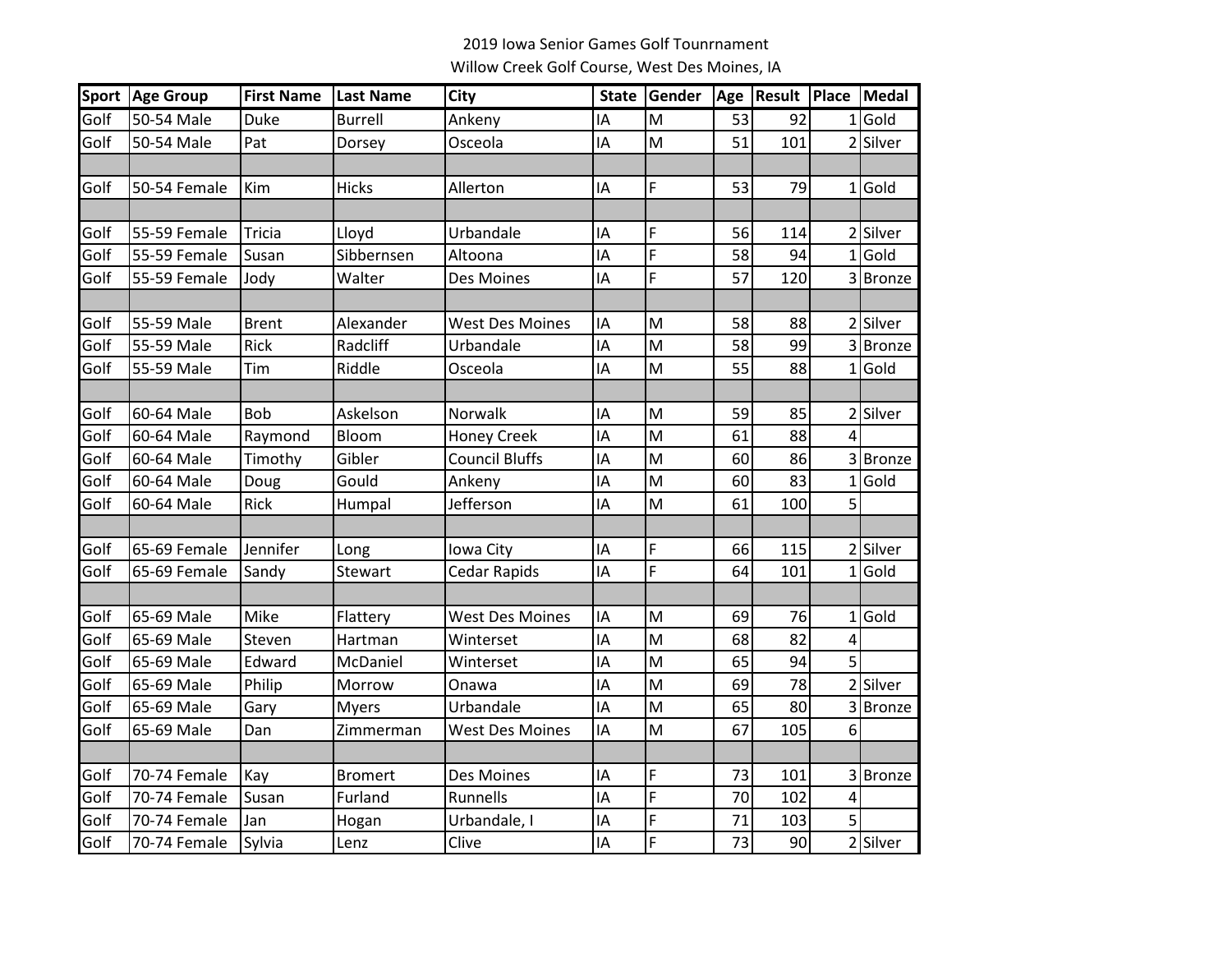2019 Iowa Senior Games Golf Tounrnament

Willow Creek Golf Course, West Des Moines, IA

| Sport | Age Group | First Name | Last Name | City | State | Gender | Age | Result | Place | Medal |
|---|---|---|---|---|---|---|---|---|---|---|
| Golf | 50-54 Male | Duke | Burrell | Ankeny | IA | M | 53 | 92 | 1 | Gold |
| Golf | 50-54 Male | Pat | Dorsey | Osceola | IA | M | 51 | 101 | 2 | Silver |
| | | | | | | | | | | |
| Golf | 50-54 Female | Kim | Hicks | Allerton | IA | F | 53 | 79 | 1 | Gold |
| | | | | | | | | | | |
| Golf | 55-59 Female | Tricia | Lloyd | Urbandale | IA | F | 56 | 114 | 2 | Silver |
| Golf | 55-59 Female | Susan | Sibbernsen | Altoona | IA | F | 58 | 94 | 1 | Gold |
| Golf | 55-59 Female | Jody | Walter | Des Moines | IA | F | 57 | 120 | 3 | Bronze |
| | | | | | | | | | | |
| Golf | 55-59 Male | Brent | Alexander | West Des Moines | IA | M | 58 | 88 | 2 | Silver |
| Golf | 55-59 Male | Rick | Radcliff | Urbandale | IA | M | 58 | 99 | 3 | Bronze |
| Golf | 55-59 Male | Tim | Riddle | Osceola | IA | M | 55 | 88 | 1 | Gold |
| | | | | | | | | | | |
| Golf | 60-64 Male | Bob | Askelson | Norwalk | IA | M | 59 | 85 | 2 | Silver |
| Golf | 60-64 Male | Raymond | Bloom | Honey Creek | IA | M | 61 | 88 | 4 | |
| Golf | 60-64 Male | Timothy | Gibler | Council Bluffs | IA | M | 60 | 86 | 3 | Bronze |
| Golf | 60-64 Male | Doug | Gould | Ankeny | IA | M | 60 | 83 | 1 | Gold |
| Golf | 60-64 Male | Rick | Humpal | Jefferson | IA | M | 61 | 100 | 5 | |
| | | | | | | | | | | |
| Golf | 65-69 Female | Jennifer | Long | Iowa City | IA | F | 66 | 115 | 2 | Silver |
| Golf | 65-69 Female | Sandy | Stewart | Cedar Rapids | IA | F | 64 | 101 | 1 | Gold |
| | | | | | | | | | | |
| Golf | 65-69 Male | Mike | Flattery | West Des Moines | IA | M | 69 | 76 | 1 | Gold |
| Golf | 65-69 Male | Steven | Hartman | Winterset | IA | M | 68 | 82 | 4 | |
| Golf | 65-69 Male | Edward | McDaniel | Winterset | IA | M | 65 | 94 | 5 | |
| Golf | 65-69 Male | Philip | Morrow | Onawa | IA | M | 69 | 78 | 2 | Silver |
| Golf | 65-69 Male | Gary | Myers | Urbandale | IA | M | 65 | 80 | 3 | Bronze |
| Golf | 65-69 Male | Dan | Zimmerman | West Des Moines | IA | M | 67 | 105 | 6 | |
| | | | | | | | | | | |
| Golf | 70-74 Female | Kay | Bromert | Des Moines | IA | F | 73 | 101 | 3 | Bronze |
| Golf | 70-74 Female | Susan | Furland | Runnells | IA | F | 70 | 102 | 4 | |
| Golf | 70-74 Female | Jan | Hogan | Urbandale, I | IA | F | 71 | 103 | 5 | |
| Golf | 70-74 Female | Sylvia | Lenz | Clive | IA | F | 73 | 90 | 2 | Silver |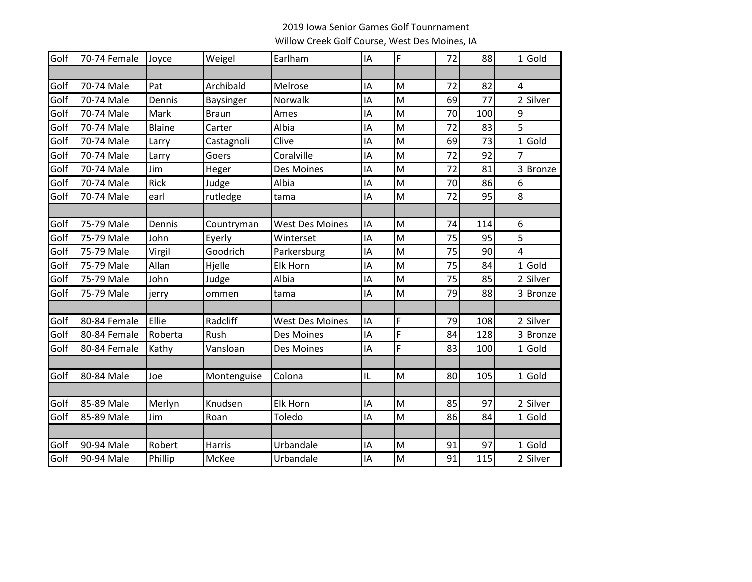2019 Iowa Senior Games Golf Tounrnament
Willow Creek Golf Course, West Des Moines, IA

| | | | | | | | | | | |
|---|---|---|---|---|---|---|---|---|---|---|
| Golf | 70-74 Female | Joyce | Weigel | Earlham | IA | F | 72 | 88 | 1 | Gold |
| | | | | | | | | | | |
| Golf | 70-74 Male | Pat | Archibald | Melrose | IA | M | 72 | 82 | 4 | |
| Golf | 70-74 Male | Dennis | Baysinger | Norwalk | IA | M | 69 | 77 | 2 | Silver |
| Golf | 70-74 Male | Mark | Braun | Ames | IA | M | 70 | 100 | 9 | |
| Golf | 70-74 Male | Blaine | Carter | Albia | IA | M | 72 | 83 | 5 | |
| Golf | 70-74 Male | Larry | Castagnoli | Clive | IA | M | 69 | 73 | 1 | Gold |
| Golf | 70-74 Male | Larry | Goers | Coralville | IA | M | 72 | 92 | 7 | |
| Golf | 70-74 Male | Jim | Heger | Des Moines | IA | M | 72 | 81 | 3 | Bronze |
| Golf | 70-74 Male | Rick | Judge | Albia | IA | M | 70 | 86 | 6 | |
| Golf | 70-74 Male | earl | rutledge | tama | IA | M | 72 | 95 | 8 | |
| | | | | | | | | | | |
| Golf | 75-79 Male | Dennis | Countryman | West Des Moines | IA | M | 74 | 114 | 6 | |
| Golf | 75-79 Male | John | Eyerly | Winterset | IA | M | 75 | 95 | 5 | |
| Golf | 75-79 Male | Virgil | Goodrich | Parkersburg | IA | M | 75 | 90 | 4 | |
| Golf | 75-79 Male | Allan | Hjelle | Elk Horn | IA | M | 75 | 84 | 1 | Gold |
| Golf | 75-79 Male | John | Judge | Albia | IA | M | 75 | 85 | 2 | Silver |
| Golf | 75-79 Male | jerry | ommen | tama | IA | M | 79 | 88 | 3 | Bronze |
| | | | | | | | | | | |
| Golf | 80-84 Female | Ellie | Radcliff | West Des Moines | IA | F | 79 | 108 | 2 | Silver |
| Golf | 80-84 Female | Roberta | Rush | Des Moines | IA | F | 84 | 128 | 3 | Bronze |
| Golf | 80-84 Female | Kathy | Vansloan | Des Moines | IA | F | 83 | 100 | 1 | Gold |
| | | | | | | | | | | |
| Golf | 80-84 Male | Joe | Montenguise | Colona | IL | M | 80 | 105 | 1 | Gold |
| | | | | | | | | | | |
| Golf | 85-89 Male | Merlyn | Knudsen | Elk Horn | IA | M | 85 | 97 | 2 | Silver |
| Golf | 85-89 Male | Jim | Roan | Toledo | IA | M | 86 | 84 | 1 | Gold |
| | | | | | | | | | | |
| Golf | 90-94 Male | Robert | Harris | Urbandale | IA | M | 91 | 97 | 1 | Gold |
| Golf | 90-94 Male | Phillip | McKee | Urbandale | IA | M | 91 | 115 | 2 | Silver |